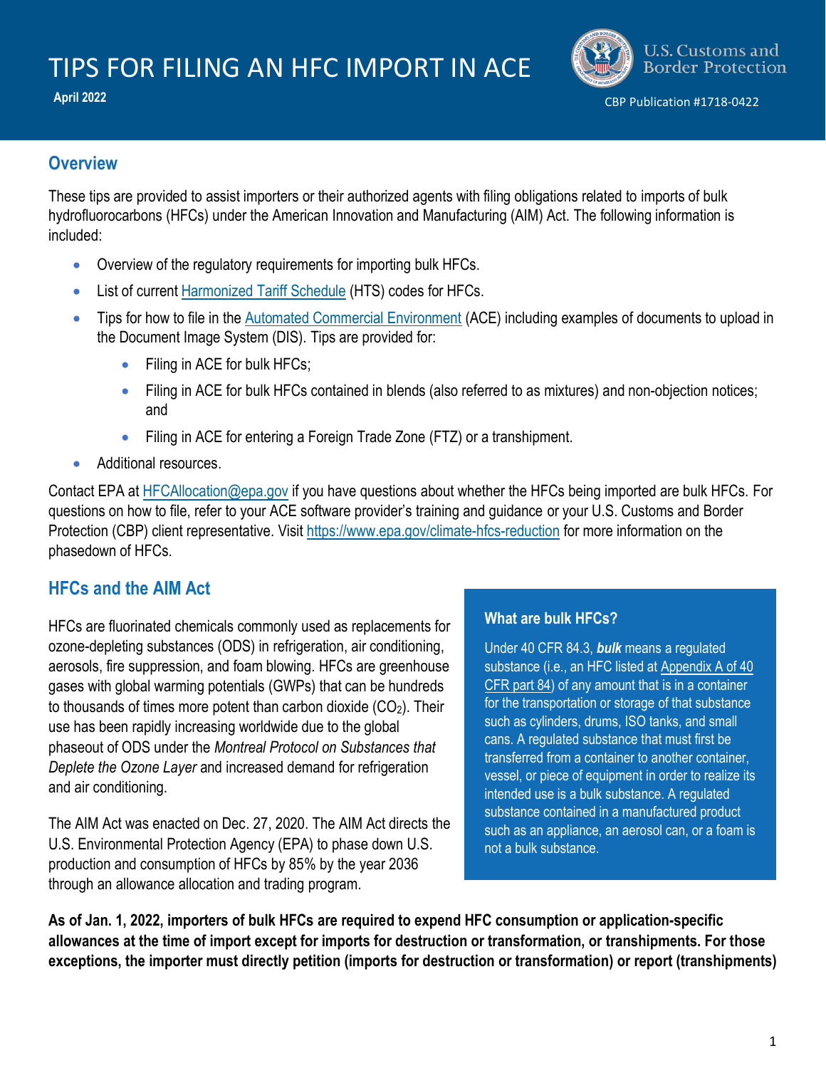# TIPS FOR FILING AN HFC IMPORT IN ACE

**April 2022**

U.S. Customs and Border Protection

CBP Publication #1718-0422

## Overview

These tips are provided to assist importers or their authorized agents with filing obligations related to imports of bulk hydrofluorocarbons (HFCs) under the American Innovation and Manufacturing (AIM) Act. The following information is included:

- Overview of the regulatory requirements for importing bulk HFCs.
- List of current Harmonized Tariff Schedule (HTS) codes for HFCs.
- Tips for how to file in the Automated Commercial Environment (ACE) including examples of documents to upload in the Document Image System (DIS). Tips are provided for:
  - Filing in ACE for bulk HFCs;
  - Filing in ACE for bulk HFCs contained in blends (also referred to as mixtures) and non-objection notices; and
  - Filing in ACE for entering a Foreign Trade Zone (FTZ) or a transhipment.
- Additional resources.

Contact EPA at HFCAllocation@epa.gov if you have questions about whether the HFCs being imported are bulk HFCs. For questions on how to file, refer to your ACE software provider's training and guidance or your U.S. Customs and Border Protection (CBP) client representative. Visit https://www.epa.gov/climate-hfcs-reduction for more information on the phasedown of HFCs.

## HFCs and the AIM Act

HFCs are fluorinated chemicals commonly used as replacements for ozone-depleting substances (ODS) in refrigeration, air conditioning, aerosols, fire suppression, and foam blowing. HFCs are greenhouse gases with global warming potentials (GWPs) that can be hundreds to thousands of times more potent than carbon dioxide ($CO_2$). Their use has been rapidly increasing worldwide due to the global phaseout of ODS under the *Montreal Protocol on Substances that Deplete the Ozone Layer* and increased demand for refrigeration and air conditioning.

The AIM Act was enacted on Dec. 27, 2020. The AIM Act directs the U.S. Environmental Protection Agency (EPA) to phase down U.S. production and consumption of HFCs by 85% by the year 2036 through an allowance allocation and trading program.

### What are bulk HFCs?

Under 40 CFR 84.3, ***bulk*** means a regulated substance (i.e., an HFC listed at Appendix A of 40 CFR part 84) of any amount that is in a container for the transportation or storage of that substance such as cylinders, drums, ISO tanks, and small cans. A regulated substance that must first be transferred from a container to another container, vessel, or piece of equipment in order to realize its intended use is a bulk substance. A regulated substance contained in a manufactured product such as an appliance, an aerosol can, or a foam is not a bulk substance.

**As of Jan. 1, 2022, importers of bulk HFCs are required to expend HFC consumption or application-specific allowances at the time of import except for imports for destruction or transformation, or transhipments. For those exceptions, the importer must directly petition (imports for destruction or transformation) or report (transhipments)**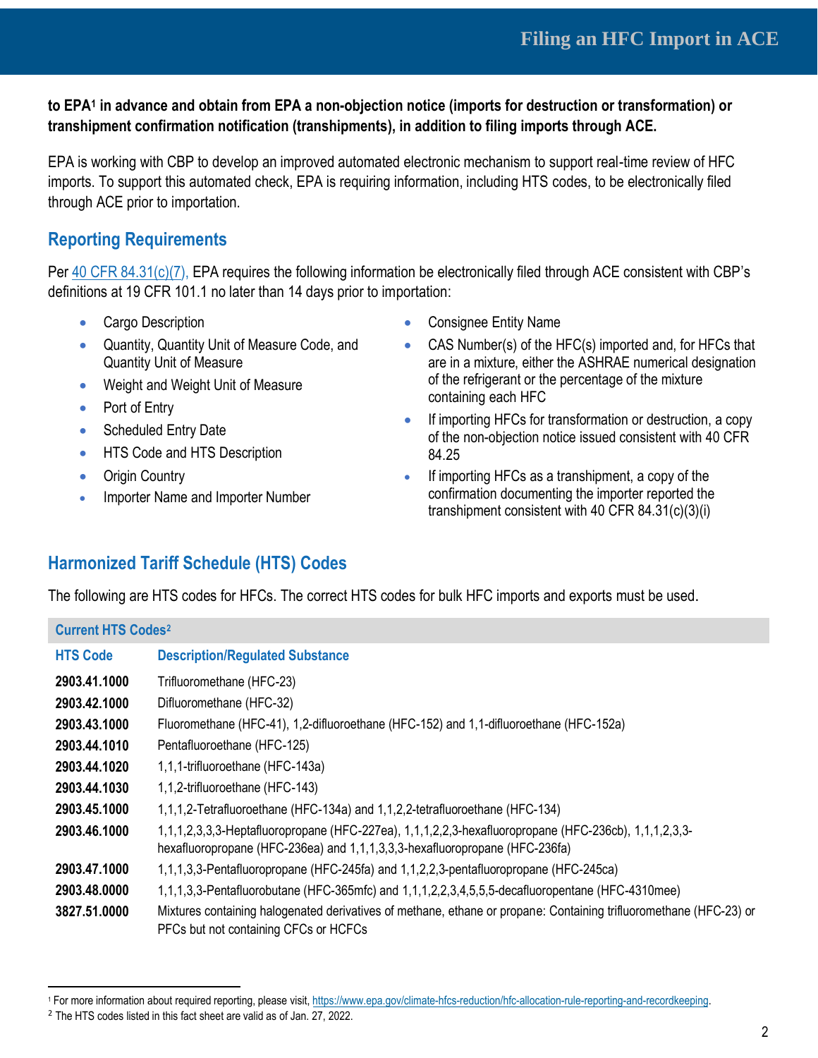**to EPA[1] in advance and obtain from EPA a non-objection notice (imports for destruction or transformation) or transhipment confirmation notification (transhipments), in addition to filing imports through ACE.**

EPA is working with CBP to develop an improved automated electronic mechanism to support real-time review of HFC imports. To support this automated check, EPA is requiring information, including HTS codes, to be electronically filed through ACE prior to importation.

## Reporting Requirements

Per 40 CFR 84.31(c)(7), EPA requires the following information be electronically filed through ACE consistent with CBP's definitions at 19 CFR 101.1 no later than 14 days prior to importation:

- Cargo Description
- Quantity, Quantity Unit of Measure Code, and Quantity Unit of Measure
- Weight and Weight Unit of Measure
- Port of Entry
- Scheduled Entry Date
- HTS Code and HTS Description
- Origin Country
- Importer Name and Importer Number
- Consignee Entity Name
- CAS Number(s) of the HFC(s) imported and, for HFCs that are in a mixture, either the ASHRAE numerical designation of the refrigerant or the percentage of the mixture containing each HFC
- If importing HFCs for transformation or destruction, a copy of the non-objection notice issued consistent with 40 CFR 84.25
- If importing HFCs as a transhipment, a copy of the confirmation documenting the importer reported the transhipment consistent with 40 CFR 84.31(c)(3)(i)

## Harmonized Tariff Schedule (HTS) Codes

The following are HTS codes for HFCs. The correct HTS codes for bulk HFC imports and exports must be used.

**Current HTS Codes[2]**

| HTS Code | Description/Regulated Substance |
|---|---|
| **2903.41.1000** | Trifluoromethane (HFC-23) |
| **2903.42.1000** | Difluoromethane (HFC-32) |
| **2903.43.1000** | Fluoromethane (HFC-41), 1,2-difluoroethane (HFC-152) and 1,1-difluoroethane (HFC-152a) |
| **2903.44.1010** | Pentafluoroethane (HFC-125) |
| **2903.44.1020** | 1,1,1-trifluoroethane (HFC-143a) |
| **2903.44.1030** | 1,1,2-trifluoroethane (HFC-143) |
| **2903.45.1000** | 1,1,1,2-Tetrafluoroethane (HFC-134a) and 1,1,2,2-tetrafluoroethane (HFC-134) |
| **2903.46.1000** | 1,1,1,2,3,3,3-Heptafluoropropane (HFC-227ea), 1,1,1,2,2,3-hexafluoropropane (HFC-236cb), 1,1,1,2,3,3-hexafluoropropane (HFC-236ea) and 1,1,1,3,3,3-hexafluoropropane (HFC-236fa) |
| **2903.47.1000** | 1,1,1,3,3-Pentafluoropropane (HFC-245fa) and 1,1,2,2,3-pentafluoropropane (HFC-245ca) |
| **2903.48.0000** | 1,1,1,3,3-Pentafluorobutane (HFC-365mfc) and 1,1,1,2,2,3,4,5,5,5-decafluoropentane (HFC-4310mee) |
| **3827.51.0000** | Mixtures containing halogenated derivatives of methane, ethane or propane: Containing trifluoromethane (HFC-23) or PFCs but not containing CFCs or HCFCs |

[1] For more information about required reporting, please visit, https://www.epa.gov/climate-hfcs-reduction/hfc-allocation-rule-reporting-and-recordkeeping.

[2] The HTS codes listed in this fact sheet are valid as of Jan. 27, 2022.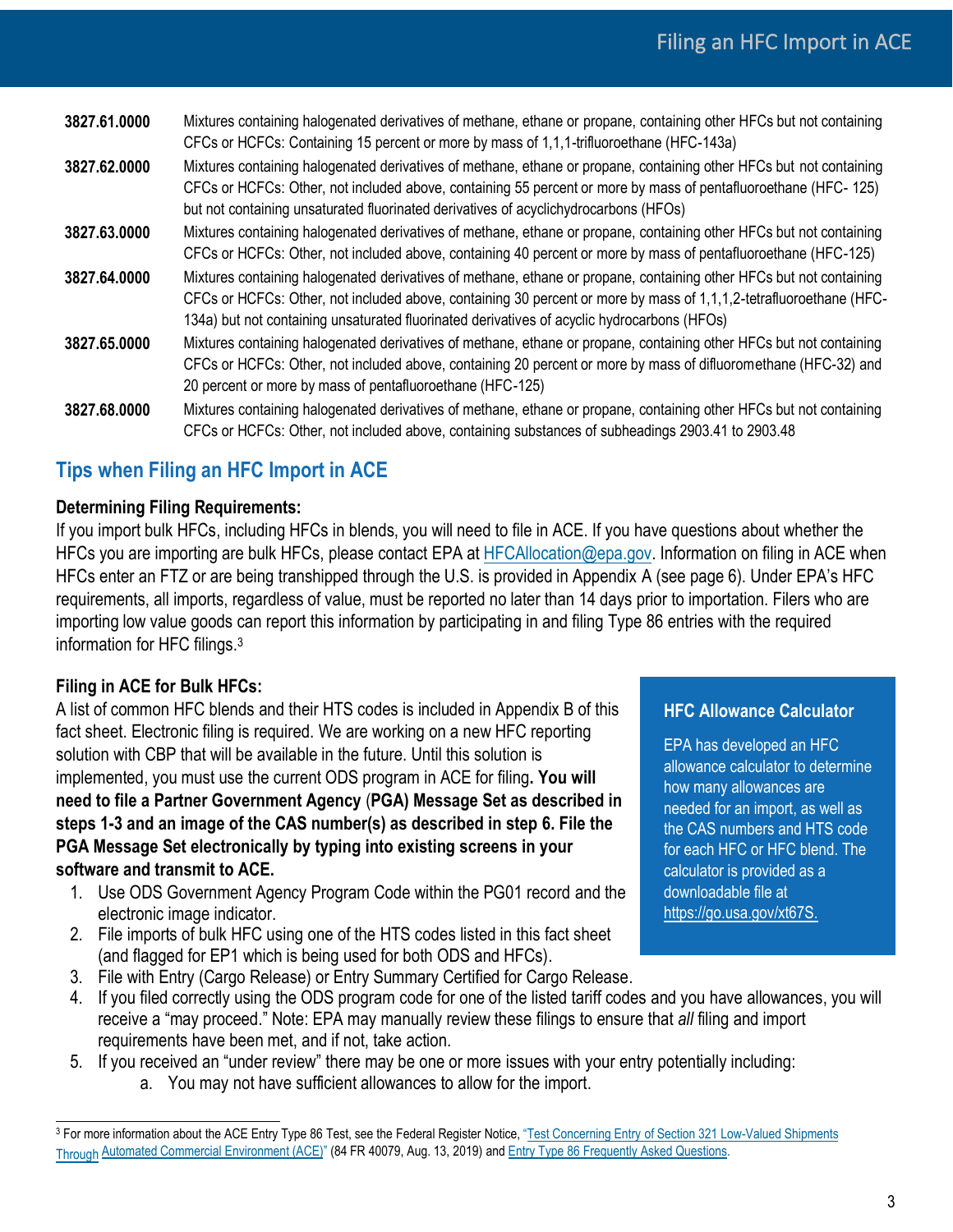| | |
|---|---|
| **3827.61.0000** | Mixtures containing halogenated derivatives of methane, ethane or propane, containing other HFCs but not containing CFCs or HCFCs: Containing 15 percent or more by mass of 1,1,1-trifluoroethane (HFC-143a) |
| **3827.62.0000** | Mixtures containing halogenated derivatives of methane, ethane or propane, containing other HFCs but not containing CFCs or HCFCs: Other, not included above, containing 55 percent or more by mass of pentafluoroethane (HFC- 125) but not containing unsaturated fluorinated derivatives of acyclichydrocarbons (HFOs) |
| **3827.63.0000** | Mixtures containing halogenated derivatives of methane, ethane or propane, containing other HFCs but not containing CFCs or HCFCs: Other, not included above, containing 40 percent or more by mass of pentafluoroethane (HFC-125) |
| **3827.64.0000** | Mixtures containing halogenated derivatives of methane, ethane or propane, containing other HFCs but not containing CFCs or HCFCs: Other, not included above, containing 30 percent or more by mass of 1,1,1,2-tetrafluoroethane (HFC-134a) but not containing unsaturated fluorinated derivatives of acyclic hydrocarbons (HFOs) |
| **3827.65.0000** | Mixtures containing halogenated derivatives of methane, ethane or propane, containing other HFCs but not containing CFCs or HCFCs: Other, not included above, containing 20 percent or more by mass of difluoromethane (HFC-32) and 20 percent or more by mass of pentafluoroethane (HFC-125) |
| **3827.68.0000** | Mixtures containing halogenated derivatives of methane, ethane or propane, containing other HFCs but not containing CFCs or HCFCs: Other, not included above, containing substances of subheadings 2903.41 to 2903.48 |

## Tips when Filing an HFC Import in ACE

**Determining Filing Requirements:**

If you import bulk HFCs, including HFCs in blends, you will need to file in ACE. If you have questions about whether the HFCs you are importing are bulk HFCs, please contact EPA at HFCAllocation@epa.gov. Information on filing in ACE when HFCs enter an FTZ or are being transhipped through the U.S. is provided in Appendix A (see page 6). Under EPA's HFC requirements, all imports, regardless of value, must be reported no later than 14 days prior to importation. Filers who are importing low value goods can report this information by participating in and filing Type 86 entries with the required information for HFC filings.[3]

**Filing in ACE for Bulk HFCs:**

A list of common HFC blends and their HTS codes is included in Appendix B of this fact sheet. Electronic filing is required. We are working on a new HFC reporting solution with CBP that will be available in the future. Until this solution is implemented, you must use the current ODS program in ACE for filing**. You will need to file a Partner Government Agency (PGA) Message Set as described in steps 1-3 and an image of the CAS number(s) as described in step 6. File the PGA Message Set electronically by typing into existing screens in your software and transmit to ACE.**

1. Use ODS Government Agency Program Code within the PG01 record and the electronic image indicator.
2. File imports of bulk HFC using one of the HTS codes listed in this fact sheet (and flagged for EP1 which is being used for both ODS and HFCs).
3. File with Entry (Cargo Release) or Entry Summary Certified for Cargo Release.
4. If you filed correctly using the ODS program code for one of the listed tariff codes and you have allowances, you will receive a "may proceed." Note: EPA may manually review these filings to ensure that *all* filing and import requirements have been met, and if not, take action.
5. If you received an "under review" there may be one or more issues with your entry potentially including:
    a. You may not have sufficient allowances to allow for the import.

**HFC Allowance Calculator**

EPA has developed an HFC allowance calculator to determine how many allowances are needed for an import, as well as the CAS numbers and HTS code for each HFC or HFC blend. The calculator is provided as a downloadable file at https://go.usa.gov/xt67S.

[3] For more information about the ACE Entry Type 86 Test, see the Federal Register Notice, "Test Concerning Entry of Section 321 Low-Valued Shipments Through Automated Commercial Environment (ACE)" (84 FR 40079, Aug. 13, 2019) and Entry Type 86 Frequently Asked Questions.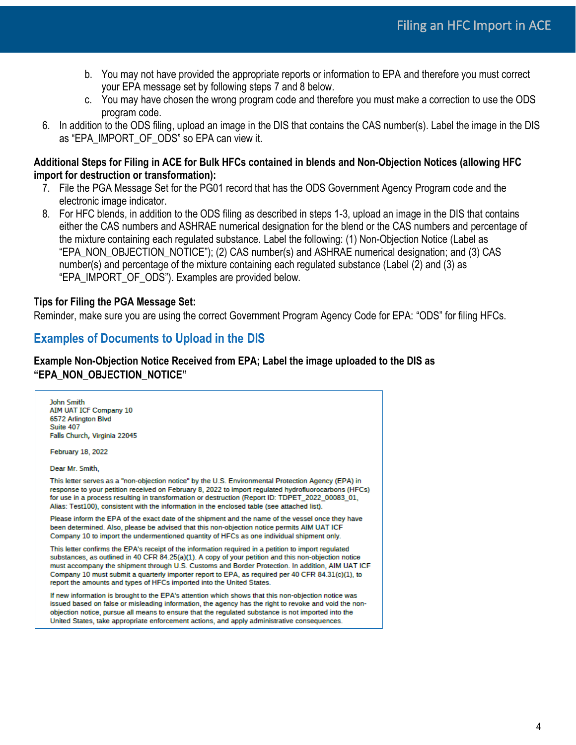b. You may not have provided the appropriate reports or information to EPA and therefore you must correct your EPA message set by following steps 7 and 8 below.
c. You may have chosen the wrong program code and therefore you must make a correction to use the ODS program code.

6. In addition to the ODS filing, upload an image in the DIS that contains the CAS number(s). Label the image in the DIS as "EPA_IMPORT_OF_ODS" so EPA can view it.

**Additional Steps for Filing in ACE for Bulk HFCs contained in blends and Non-Objection Notices (allowing HFC import for destruction or transformation):**

7. File the PGA Message Set for the PG01 record that has the ODS Government Agency Program code and the electronic image indicator.
8. For HFC blends, in addition to the ODS filing as described in steps 1-3, upload an image in the DIS that contains either the CAS numbers and ASHRAE numerical designation for the blend or the CAS numbers and percentage of the mixture containing each regulated substance. Label the following: (1) Non-Objection Notice (Label as "EPA_NON_OBJECTION_NOTICE"); (2) CAS number(s) and ASHRAE numerical designation; and (3) CAS number(s) and percentage of the mixture containing each regulated substance (Label (2) and (3) as "EPA_IMPORT_OF_ODS"). Examples are provided below.

**Tips for Filing the PGA Message Set:**

Reminder, make sure you are using the correct Government Program Agency Code for EPA: "ODS" for filing HFCs.

## Examples of Documents to Upload in the DIS

**Example Non-Objection Notice Received from EPA; Label the image uploaded to the DIS as "EPA_NON_OBJECTION_NOTICE"**

John Smith
AIM UAT ICF Company 10
6572 Arlington Blvd
Suite 407
Falls Church, Virginia 22045

February 18, 2022

Dear Mr. Smith,

This letter serves as a "non-objection notice" by the U.S. Environmental Protection Agency (EPA) in response to your petition received on February 8, 2022 to import regulated hydrofluorocarbons (HFCs) for use in a process resulting in transformation or destruction (Report ID: TDPET_2022_00083_01, Alias: Test100), consistent with the information in the enclosed table (see attached list).

Please inform the EPA of the exact date of the shipment and the name of the vessel once they have been determined. Also, please be advised that this non-objection notice permits AIM UAT ICF Company 10 to import the undermentioned quantity of HFCs as one individual shipment only.

This letter confirms the EPA's receipt of the information required in a petition to import regulated substances, as outlined in 40 CFR 84.25(a)(1). A copy of your petition and this non-objection notice must accompany the shipment through U.S. Customs and Border Protection. In addition, AIM UAT ICF Company 10 must submit a quarterly importer report to EPA, as required per 40 CFR 84.31(c)(1), to report the amounts and types of HFCs imported into the United States.

If new information is brought to the EPA's attention which shows that this non-objection notice was issued based on false or misleading information, the agency has the right to revoke and void the non-objection notice, pursue all means to ensure that the regulated substance is not imported into the United States, take appropriate enforcement actions, and apply administrative consequences.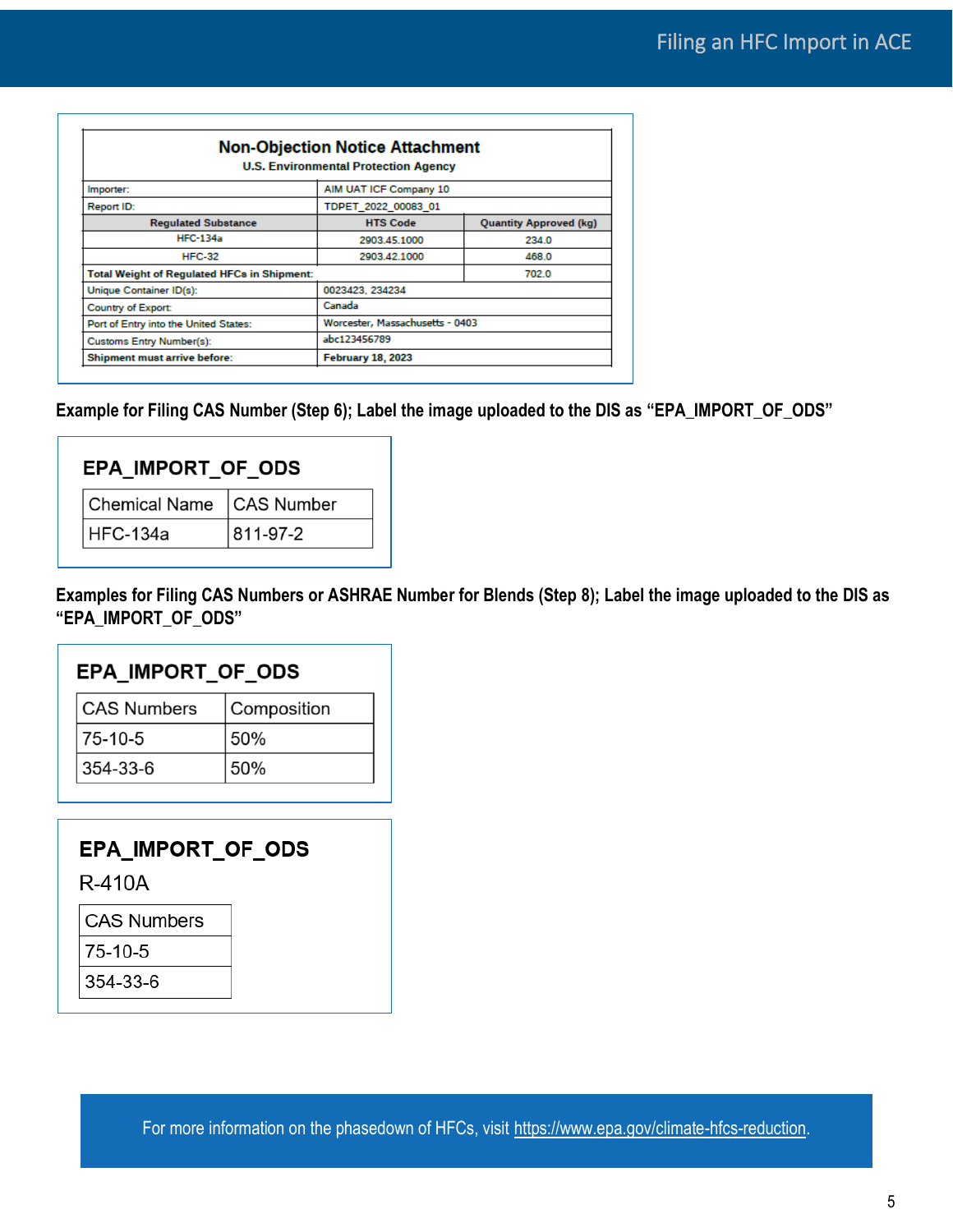## Non-Objection Notice Attachment

**U.S. Environmental Protection Agency**

| | | |
|---|---|---|
| Importer: | AIM UAT ICF Company 10 | |
| Report ID: | TDPET_2022_00083_01 | |
| **Regulated Substance** | **HTS Code** | **Quantity Approved (kg)** |
| HFC-134a | 2903.45.1000 | 234.0 |
| HFC-32 | 2903.42.1000 | 468.0 |
| **Total Weight of Regulated HFCs in Shipment:** | | 702.0 |
| Unique Container ID(s): | 0023423, 234234 | |
| Country of Export: | Canada | |
| Port of Entry into the United States: | Worcester, Massachusetts - 0403 | |
| Customs Entry Number(s): | abc123456789 | |
| **Shipment must arrive before:** | **February 18, 2023** | |

**Example for Filing CAS Number (Step 6); Label the image uploaded to the DIS as "EPA_IMPORT_OF_ODS"**

**EPA_IMPORT_OF_ODS**

| Chemical Name | CAS Number |
|---|---|
| HFC-134a | 811-97-2 |

**Examples for Filing CAS Numbers or ASHRAE Number for Blends (Step 8); Label the image uploaded to the DIS as "EPA_IMPORT_OF_ODS"**

**EPA_IMPORT_OF_ODS**

| CAS Numbers | Composition |
|---|---|
| 75-10-5 | 50% |
| 354-33-6 | 50% |

**EPA_IMPORT_OF_ODS**

R-410A

| CAS Numbers |
|---|
| 75-10-5 |
| 354-33-6 |

For more information on the phasedown of HFCs, visit https://www.epa.gov/climate-hfcs-reduction.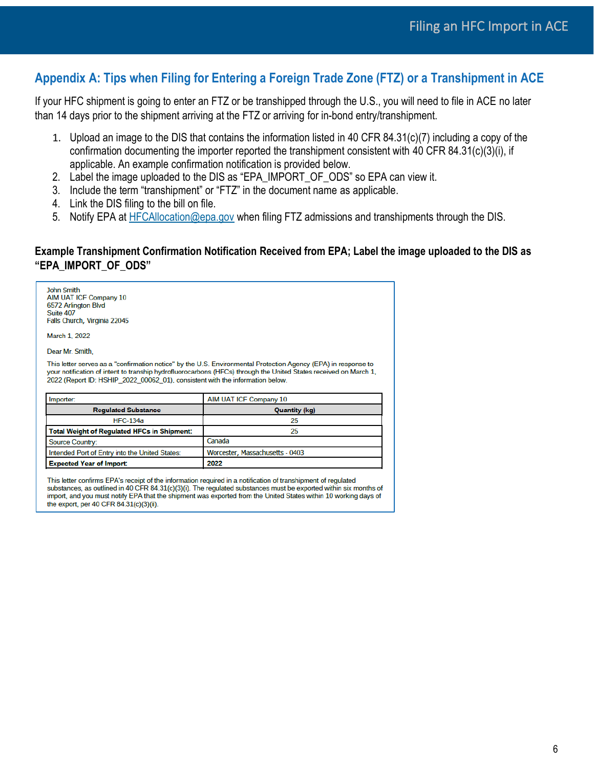## Appendix A: Tips when Filing for Entering a Foreign Trade Zone (FTZ) or a Transhipment in ACE

If your HFC shipment is going to enter an FTZ or be transhipped through the U.S., you will need to file in ACE no later than 14 days prior to the shipment arriving at the FTZ or arriving for in-bond entry/transhipment.

1. Upload an image to the DIS that contains the information listed in 40 CFR 84.31(c)(7) including a copy of the confirmation documenting the importer reported the transhipment consistent with 40 CFR 84.31(c)(3)(i), if applicable. An example confirmation notification is provided below.
2. Label the image uploaded to the DIS as "EPA_IMPORT_OF_ODS" so EPA can view it.
3. Include the term "transhipment" or "FTZ" in the document name as applicable.
4. Link the DIS filing to the bill on file.
5. Notify EPA at HFCAllocation@epa.gov when filing FTZ admissions and transhipments through the DIS.

### Example Transhipment Confirmation Notification Received from EPA; Label the image uploaded to the DIS as "EPA_IMPORT_OF_ODS"

John Smith
AIM UAT ICF Company 10
6572 Arlington Blvd
Suite 407
Falls Church, Virginia 22045

March 1, 2022

Dear Mr. Smith,

This letter serves as a "confirmation notice" by the U.S. Environmental Protection Agency (EPA) in response to your notification of intent to tranship hydrofluorocarbons (HFCs) through the United States received on March 1, 2022 (Report ID: HSHIP_2022_00062_01), consistent with the information below.

| | |
|---|---|
| Importer: | AIM UAT ICF Company 10 |
| **Regulated Substance** | **Quantity (kg)** |
| HFC-134a | 25 |
| **Total Weight of Regulated HFCs in Shipment:** | 25 |
| Source Country: | Canada |
| Intended Port of Entry into the United States: | Worcester, Massachusetts - 0403 |
| **Expected Year of Import:** | **2022** |

This letter confirms EPA's receipt of the information required in a notification of transhipment of regulated substances, as outlined in 40 CFR 84.31(c)(3)(i). The regulated substances must be exported within six months of import, and you must notify EPA that the shipment was exported from the United States within 10 working days of the export, per 40 CFR 84.31(c)(3)(ii).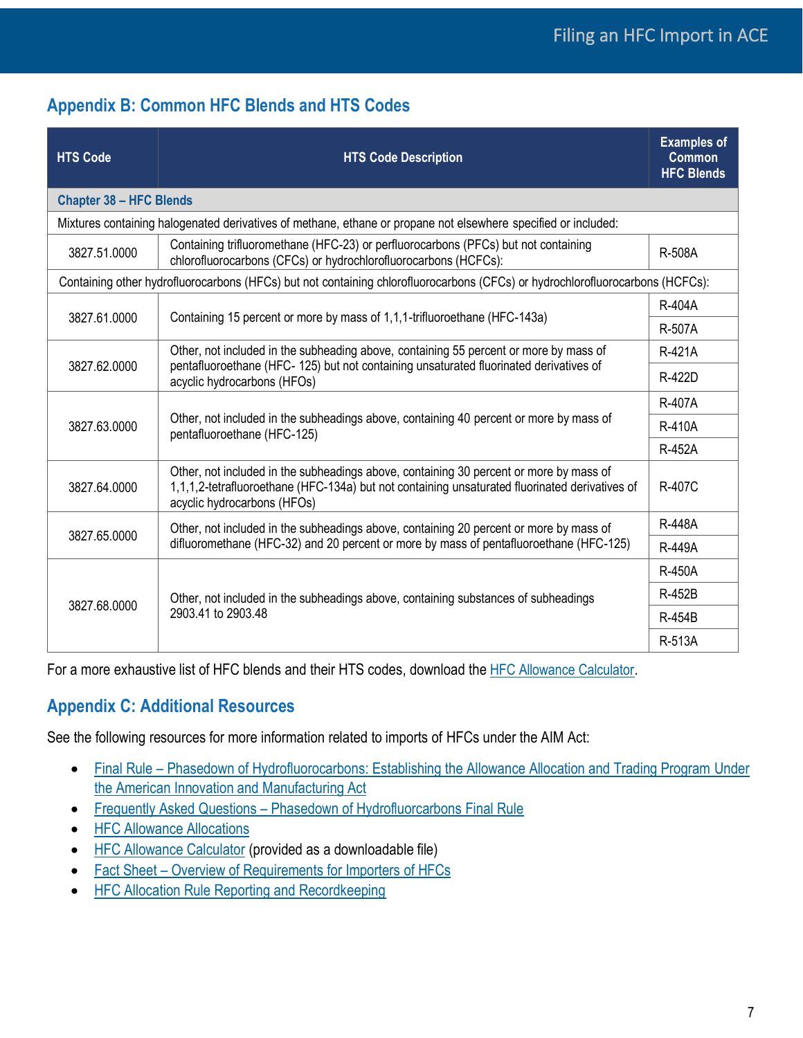## Appendix B: Common HFC Blends and HTS Codes

| HTS Code | HTS Code Description | Examples of Common HFC Blends |
|---|---|---|
| **Chapter 38 – HFC Blends** | | |
| Mixtures containing halogenated derivatives of methane, ethane or propane not elsewhere specified or included: | | |
| 3827.51.0000 | Containing trifluoromethane (HFC-23) or perfluorocarbons (PFCs) but not containing chlorofluorocarbons (CFCs) or hydrochlorofluorocarbons (HCFCs): | R-508A |
| Containing other hydrofluorocarbons (HFCs) but not containing chlorofluorocarbons (CFCs) or hydrochlorofluorocarbons (HCFCs): | | |
| 3827.61.0000 | Containing 15 percent or more by mass of 1,1,1-trifluoroethane (HFC-143a) | R-404A |
| | | R-507A |
| 3827.62.0000 | Other, not included in the subheading above, containing 55 percent or more by mass of pentafluoroethane (HFC- 125) but not containing unsaturated fluorinated derivatives of acyclic hydrocarbons (HFOs) | R-421A |
| | | R-422D |
| 3827.63.0000 | Other, not included in the subheadings above, containing 40 percent or more by mass of pentafluoroethane (HFC-125) | R-407A |
| | | R-410A |
| | | R-452A |
| 3827.64.0000 | Other, not included in the subheadings above, containing 30 percent or more by mass of 1,1,1,2-tetrafluoroethane (HFC-134a) but not containing unsaturated fluorinated derivatives of acyclic hydrocarbons (HFOs) | R-407C |
| 3827.65.0000 | Other, not included in the subheadings above, containing 20 percent or more by mass of difluoromethane (HFC-32) and 20 percent or more by mass of pentafluoroethane (HFC-125) | R-448A |
| | | R-449A |
| 3827.68.0000 | Other, not included in the subheadings above, containing substances of subheadings 2903.41 to 2903.48 | R-450A |
| | | R-452B |
| | | R-454B |
| | | R-513A |

For a more exhaustive list of HFC blends and their HTS codes, download the HFC Allowance Calculator.

## Appendix C: Additional Resources

See the following resources for more information related to imports of HFCs under the AIM Act:

- Final Rule – Phasedown of Hydrofluorocarbons: Establishing the Allowance Allocation and Trading Program Under the American Innovation and Manufacturing Act
- Frequently Asked Questions – Phasedown of Hydrofluorcarbons Final Rule
- HFC Allowance Allocations
- HFC Allowance Calculator (provided as a downloadable file)
- Fact Sheet – Overview of Requirements for Importers of HFCs
- HFC Allocation Rule Reporting and Recordkeeping